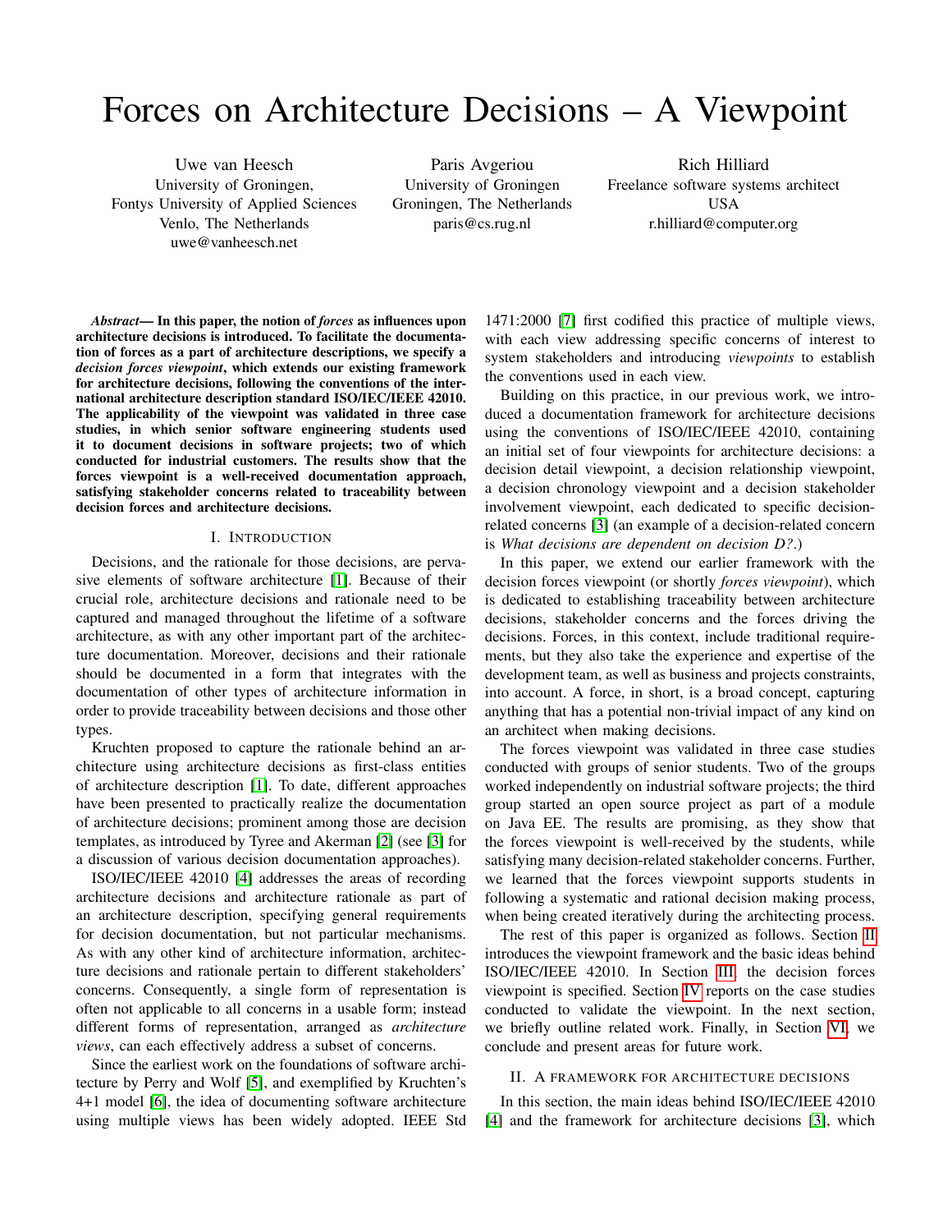# Forces on Architecture Decisions – A Viewpoint

Uwe van Heesch
University of Groningen,
Fontys University of Applied Sciences
Venlo, The Netherlands
uwe@vanheesch.net

Paris Avgeriou
University of Groningen
Groningen, The Netherlands
paris@cs.rug.nl

Rich Hilliard
Freelance software systems architect
USA
r.hilliard@computer.org

***Abstract*— In this paper, the notion of *forces* as influences upon architecture decisions is introduced. To facilitate the documentation of forces as a part of architecture descriptions, we specify a *decision forces viewpoint*, which extends our existing framework for architecture decisions, following the conventions of the international architecture description standard ISO/IEC/IEEE 42010. The applicability of the viewpoint was validated in three case studies, in which senior software engineering students used it to document decisions in software projects; two of which conducted for industrial customers. The results show that the forces viewpoint is a well-received documentation approach, satisfying stakeholder concerns related to traceability between decision forces and architecture decisions.**

## I. Introduction

Decisions, and the rationale for those decisions, are pervasive elements of software architecture [1]. Because of their crucial role, architecture decisions and rationale need to be captured and managed throughout the lifetime of a software architecture, as with any other important part of the architecture documentation. Moreover, decisions and their rationale should be documented in a form that integrates with the documentation of other types of architecture information in order to provide traceability between decisions and those other types.

Kruchten proposed to capture the rationale behind an architecture using architecture decisions as first-class entities of architecture description [1]. To date, different approaches have been presented to practically realize the documentation of architecture decisions; prominent among those are decision templates, as introduced by Tyree and Akerman [2] (see [3] for a discussion of various decision documentation approaches).

ISO/IEC/IEEE 42010 [4] addresses the areas of recording architecture decisions and architecture rationale as part of an architecture description, specifying general requirements for decision documentation, but not particular mechanisms. As with any other kind of architecture information, architecture decisions and rationale pertain to different stakeholders' concerns. Consequently, a single form of representation is often not applicable to all concerns in a usable form; instead different forms of representation, arranged as *architecture views*, can each effectively address a subset of concerns.

Since the earliest work on the foundations of software architecture by Perry and Wolf [5], and exemplified by Kruchten's 4+1 model [6], the idea of documenting software architecture using multiple views has been widely adopted. IEEE Std 1471:2000 [7] first codified this practice of multiple views, with each view addressing specific concerns of interest to system stakeholders and introducing *viewpoints* to establish the conventions used in each view.

Building on this practice, in our previous work, we introduced a documentation framework for architecture decisions using the conventions of ISO/IEC/IEEE 42010, containing an initial set of four viewpoints for architecture decisions: a decision detail viewpoint, a decision relationship viewpoint, a decision chronology viewpoint and a decision stakeholder involvement viewpoint, each dedicated to specific decision-related concerns [3] (an example of a decision-related concern is *What decisions are dependent on decision D?*.)

In this paper, we extend our earlier framework with the decision forces viewpoint (or shortly *forces viewpoint*), which is dedicated to establishing traceability between architecture decisions, stakeholder concerns and the forces driving the decisions. Forces, in this context, include traditional requirements, but they also take the experience and expertise of the development team, as well as business and projects constraints, into account. A force, in short, is a broad concept, capturing anything that has a potential non-trivial impact of any kind on an architect when making decisions.

The forces viewpoint was validated in three case studies conducted with groups of senior students. Two of the groups worked independently on industrial software projects; the third group started an open source project as part of a module on Java EE. The results are promising, as they show that the forces viewpoint is well-received by the students, while satisfying many decision-related stakeholder concerns. Further, we learned that the forces viewpoint supports students in following a systematic and rational decision making process, when being created iteratively during the architecting process.

The rest of this paper is organized as follows. Section II introduces the viewpoint framework and the basic ideas behind ISO/IEC/IEEE 42010. In Section III, the decision forces viewpoint is specified. Section IV reports on the case studies conducted to validate the viewpoint. In the next section, we briefly outline related work. Finally, in Section VI, we conclude and present areas for future work.

## II. A Framework for Architecture Decisions

In this section, the main ideas behind ISO/IEC/IEEE 42010 [4] and the framework for architecture decisions [3], which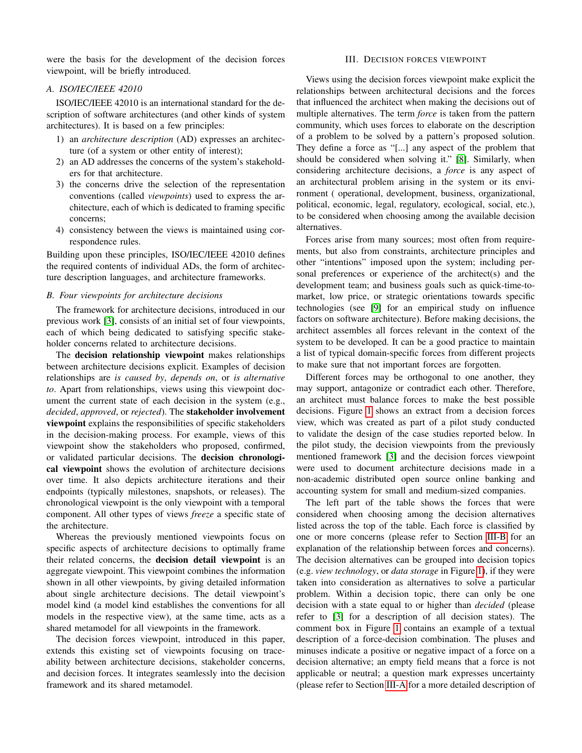were the basis for the development of the decision forces viewpoint, will be briefly introduced.

### A. ISO/IEC/IEEE 42010

ISO/IEC/IEEE 42010 is an international standard for the description of software architectures (and other kinds of system architectures). It is based on a few principles:

1) an *architecture description* (AD) expresses an architecture (of a system or other entity of interest);
2) an AD addresses the concerns of the system's stakeholders for that architecture.
3) the concerns drive the selection of the representation conventions (called *viewpoints*) used to express the architecture, each of which is dedicated to framing specific concerns;
4) consistency between the views is maintained using correspondence rules.

Building upon these principles, ISO/IEC/IEEE 42010 defines the required contents of individual ADs, the form of architecture description languages, and architecture frameworks.

### B. Four viewpoints for architecture decisions

The framework for architecture decisions, introduced in our previous work [3], consists of an initial set of four viewpoints, each of which being dedicated to satisfying specific stakeholder concerns related to architecture decisions.

The **decision relationship viewpoint** makes relationships between architecture decisions explicit. Examples of decision relationships are *is caused by*, *depends on*, or *is alternative to*. Apart from relationships, views using this viewpoint document the current state of each decision in the system (e.g., *decided*, *approved*, or *rejected*). The **stakeholder involvement viewpoint** explains the responsibilities of specific stakeholders in the decision-making process. For example, views of this viewpoint show the stakeholders who proposed, confirmed, or validated particular decisions. The **decision chronological viewpoint** shows the evolution of architecture decisions over time. It also depicts architecture iterations and their endpoints (typically milestones, snapshots, or releases). The chronological viewpoint is the only viewpoint with a temporal component. All other types of views *freeze* a specific state of the architecture.

Whereas the previously mentioned viewpoints focus on specific aspects of architecture decisions to optimally frame their related concerns, the **decision detail viewpoint** is an aggregate viewpoint. This viewpoint combines the information shown in all other viewpoints, by giving detailed information about single architecture decisions. The detail viewpoint's model kind (a model kind establishes the conventions for all models in the respective view), at the same time, acts as a shared metamodel for all viewpoints in the framework.

The decision forces viewpoint, introduced in this paper, extends this existing set of viewpoints focusing on traceability between architecture decisions, stakeholder concerns, and decision forces. It integrates seamlessly into the decision framework and its shared metamodel.

## III. Decision forces viewpoint

Views using the decision forces viewpoint make explicit the relationships between architectural decisions and the forces that influenced the architect when making the decisions out of multiple alternatives. The term *force* is taken from the pattern community, which uses forces to elaborate on the description of a problem to be solved by a pattern's proposed solution. They define a force as "[...] any aspect of the problem that should be considered when solving it." [8]. Similarly, when considering architecture decisions, a *force* is any aspect of an architectural problem arising in the system or its environment ( operational, development, business, organizational, political, economic, legal, regulatory, ecological, social, etc.), to be considered when choosing among the available decision alternatives.

Forces arise from many sources; most often from requirements, but also from constraints, architecture principles and other "intentions" imposed upon the system; including personal preferences or experience of the architect(s) and the development team; and business goals such as quick-time-to-market, low price, or strategic orientations towards specific technologies (see [9] for an empirical study on influence factors on software architecture). Before making decisions, the architect assembles all forces relevant in the context of the system to be developed. It can be a good practice to maintain a list of typical domain-specific forces from different projects to make sure that not important forces are forgotten.

Different forces may be orthogonal to one another, they may support, antagonize or contradict each other. Therefore, an architect must balance forces to make the best possible decisions. Figure 1 shows an extract from a decision forces view, which was created as part of a pilot study conducted to validate the design of the case studies reported below. In the pilot study, the decision viewpoints from the previously mentioned framework [3] and the decision forces viewpoint were used to document architecture decisions made in a non-academic distributed open source online banking and accounting system for small and medium-sized companies.

The left part of the table shows the forces that were considered when choosing among the decision alternatives listed across the top of the table. Each force is classified by one or more concerns (please refer to Section III-B for an explanation of the relationship between forces and concerns). The decision alternatives can be grouped into decision topics (e.g. *view technology*, or *data storage* in Figure 1), if they were taken into consideration as alternatives to solve a particular problem. Within a decision topic, there can only be one decision with a state equal to or higher than *decided* (please refer to [3] for a description of all decision states). The comment box in Figure 1 contains an example of a textual description of a force-decision combination. The pluses and minuses indicate a positive or negative impact of a force on a decision alternative; an empty field means that a force is not applicable or neutral; a question mark expresses uncertainty (please refer to Section III-A for a more detailed description of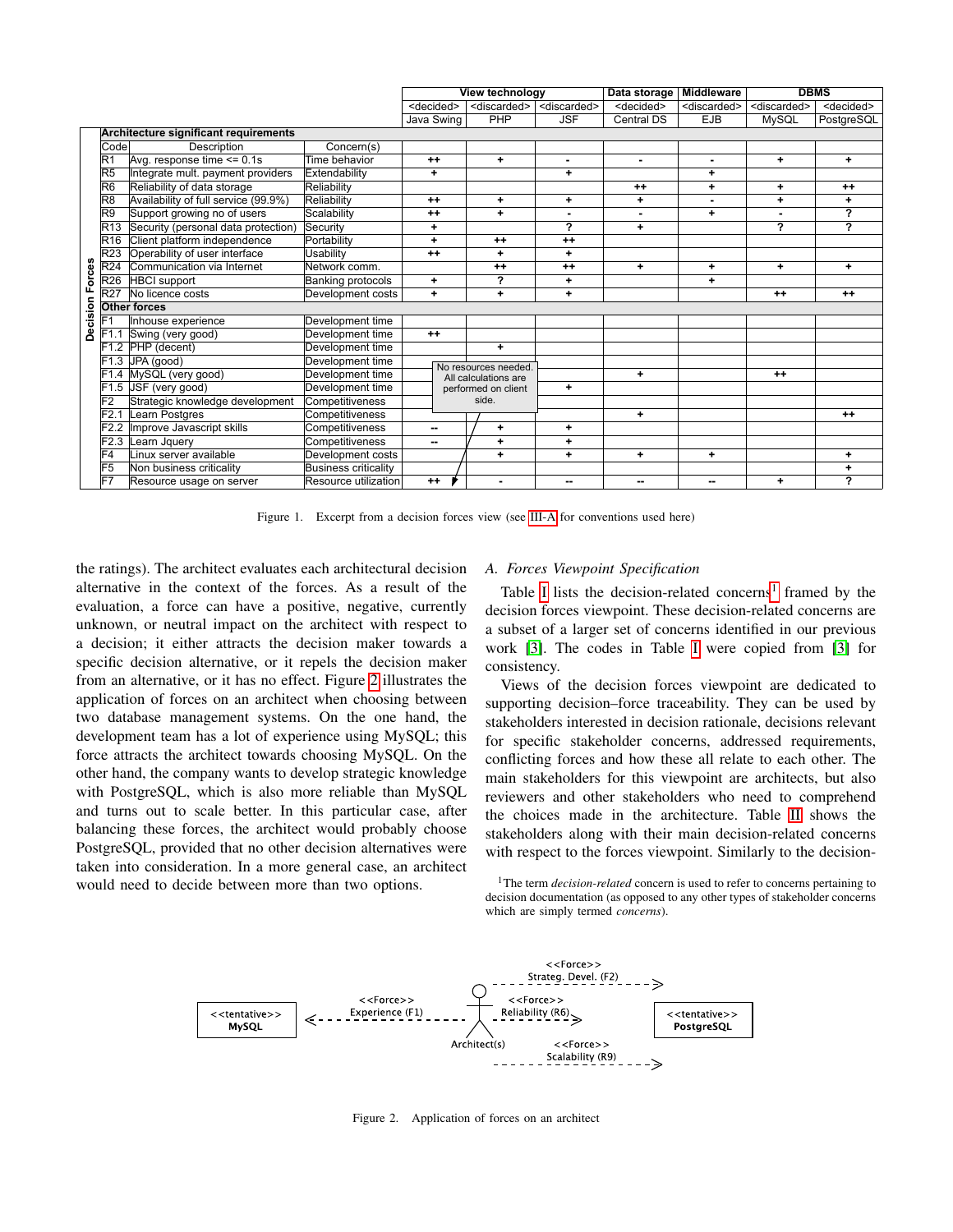|  |  |  | View technology |  |  | Data storage | Middleware | DBMS |  |
|---|---|---|---|---|---|---|---|---|---|
|  |  |  | <decided> | <discarded> | <discarded> | <decided> | <discarded> | <discarded> | <decided> |
|  |  |  | Java Swing | PHP | JSF | Central DS | EJB | MySQL | PostgreSQL |
| **Architecture significant requirements** |  |  |  |  |  |  |  |  |  |
| Code | Description | Concern(s) |  |  |  |  |  |  |  |
| R1 | Avg. response time <= 0.1s | Time behavior | ++ | + | - | - | - | + | + |
| R5 | Integrate mult. payment providers | Extendability | + |  | + |  | + |  |  |
| R6 | Reliability of data storage | Reliability |  |  |  | ++ | + | + | ++ |
| R8 | Availability of full service (99.9%) | Reliability | ++ | + | + | + | - | + | + |
| R9 | Support growing no of users | Scalability | ++ | + | - | - | + | - | ? |
| R13 | Security (personal data protection) | Security | + |  | ? | + |  | ? | ? |
| R16 | Client platform independence | Portability | + | ++ | ++ |  |  |  |  |
| R23 | Operability of user interface | Usability | ++ | + | + |  |  |  |  |
| R24 | Communication via Internet | Network comm. |  | ++ | ++ | + | + | + | + |
| R26 | HBCI support | Banking protocols | + | ? | + |  | + |  |  |
| R27 | No licence costs | Development costs | + | + | + |  |  | ++ | ++ |
| **Other forces** |  |  |  |  |  |  |  |  |  |
| F1 | Inhouse experience | Development time |  |  |  |  |  |  |  |
| F1.1 | Swing (very good) | Development time | ++ |  |  |  |  |  |  |
| F1.2 | PHP (decent) | Development time |  | + |  |  |  |  |  |
| F1.3 | JPA (good) | Development time |  |  |  |  |  |  |  |
| F1.4 | MySQL (very good) | Development time |  |  |  | + |  | ++ |  |
| F1.5 | JSF (very good) | Development time |  |  | + |  |  |  |  |
| F2 | Strategic knowledge development | Competitiveness |  |  |  |  |  |  |  |
| F2.1 | Learn Postgres | Competitiveness |  |  |  | + |  |  | ++ |
| F2.2 | Improve Javascript skills | Competitiveness | -- | + | + |  |  |  |  |
| F2.3 | Learn Jquery | Competitiveness | -- | + | + |  |  |  |  |
| F4 | Linux server available | Development costs |  | + | + | + | + |  | + |
| F5 | Non business criticality | Business criticality |  |  |  |  |  |  | + |
| F7 | Resource usage on server | Resource utilization | ++ | - | -- | -- | -- | + | ? |

Note attached to F7 / Java Swing: "No resources needed. All calculations are performed on client side."

Figure 1. Excerpt from a decision forces view (see III-A for conventions used here)

the ratings). The architect evaluates each architectural decision alternative in the context of the forces. As a result of the evaluation, a force can have a positive, negative, currently unknown, or neutral impact on the architect with respect to a decision; it either attracts the decision maker towards a specific decision alternative, or it repels the decision maker from an alternative, or it has no effect. Figure 2 illustrates the application of forces on an architect when choosing between two database management systems. On the one hand, the development team has a lot of experience using MySQL; this force attracts the architect towards choosing MySQL. On the other hand, the company wants to develop strategic knowledge with PostgreSQL, which is also more reliable than MySQL and turns out to scale better. In this particular case, after balancing these forces, the architect would probably choose PostgreSQL, provided that no other decision alternatives were taken into consideration. In a more general case, an architect would need to decide between more than two options.

### A. Forces Viewpoint Specification

Table I lists the decision-related concerns[1] framed by the decision forces viewpoint. These decision-related concerns are a subset of a larger set of concerns identified in our previous work [3]. The codes in Table I were copied from [3] for consistency.

Views of the decision forces viewpoint are dedicated to supporting decision–force traceability. They can be used by stakeholders interested in decision rationale, decisions relevant for specific stakeholder concerns, addressed requirements, conflicting forces and how these all relate to each other. The main stakeholders for this viewpoint are architects, but also reviewers and other stakeholders who need to comprehend the choices made in the architecture. Table II shows the stakeholders along with their main decision-related concerns with respect to the forces viewpoint. Similarly to the decision-

[1] The term *decision-related* concern is used to refer to concerns pertaining to decision documentation (as opposed to any other types of stakeholder concerns which are simply termed *concerns*).

<<tentative>> MySQL — <<Force>> Experience (F1) — Architect(s) — <<Force>> Strateg. Devel. (F2), <<Force>> Reliability (R6), <<Force>> Scalability (R9) — <<tentative>> PostgreSQL

Figure 2. Application of forces on an architect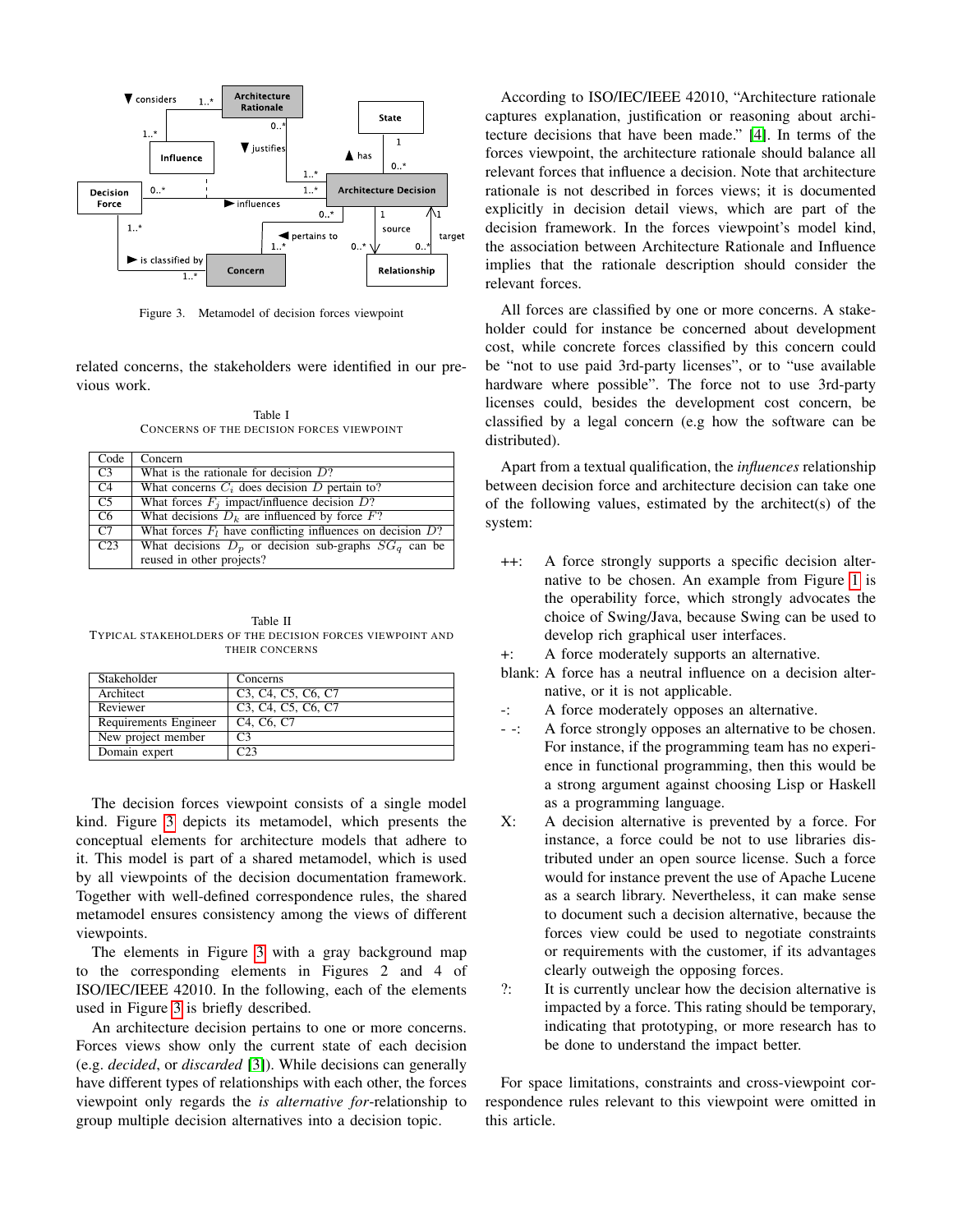▼ considers
1..*
Architecture Rationale
0..*
1..*
Influence
▼ justifies
State
1
▲ has
0..*
1..*
Decision Force
0..*
1..*
Architecture Decision
▶ influences
0..*
1..*
source
1
target
◀ pertains to
1..*
0..*
0..*
▶ is classified by
1..*
Concern
Relationship

Figure 3. Metamodel of decision forces viewpoint

related concerns, the stakeholders were identified in our previous work.

Table I
CONCERNS OF THE DECISION FORCES VIEWPOINT

| Code | Concern |
|---|---|
| C3 | What is the rationale for decision $D$? |
| C4 | What concerns $C_i$ does decision $D$ pertain to? |
| C5 | What forces $F_j$ impact/influence decision $D$? |
| C6 | What decisions $D_k$ are influenced by force $F$? |
| C7 | What forces $F_l$ have conflicting influences on decision $D$? |
| C23 | What decisions $D_p$ or decision sub-graphs $SG_q$ can be reused in other projects? |

Table II
TYPICAL STAKEHOLDERS OF THE DECISION FORCES VIEWPOINT AND THEIR CONCERNS

| Stakeholder | Concerns |
|---|---|
| Architect | C3, C4, C5, C6, C7 |
| Reviewer | C3, C4, C5, C6, C7 |
| Requirements Engineer | C4, C6, C7 |
| New project member | C3 |
| Domain expert | C23 |

The decision forces viewpoint consists of a single model kind. Figure 3 depicts its metamodel, which presents the conceptual elements for architecture models that adhere to it. This model is part of a shared metamodel, which is used by all viewpoints of the decision documentation framework. Together with well-defined correspondence rules, the shared metamodel ensures consistency among the views of different viewpoints.

The elements in Figure 3 with a gray background map to the corresponding elements in Figures 2 and 4 of ISO/IEC/IEEE 42010. In the following, each of the elements used in Figure 3 is briefly described.

An architecture decision pertains to one or more concerns. Forces views show only the current state of each decision (e.g. *decided*, or *discarded* [3]). While decisions can generally have different types of relationships with each other, the forces viewpoint only regards the *is alternative for*-relationship to group multiple decision alternatives into a decision topic.

According to ISO/IEC/IEEE 42010, "Architecture rationale captures explanation, justification or reasoning about architecture decisions that have been made." [4]. In terms of the forces viewpoint, the architecture rationale should balance all relevant forces that influence a decision. Note that architecture rationale is not described in forces views; it is documented explicitly in decision detail views, which are part of the decision framework. In the forces viewpoint's model kind, the association between Architecture Rationale and Influence implies that the rationale description should consider the relevant forces.

All forces are classified by one or more concerns. A stakeholder could for instance be concerned about development cost, while concrete forces classified by this concern could be "not to use paid 3rd-party licenses", or to "use available hardware where possible". The force not to use 3rd-party licenses could, besides the development cost concern, be classified by a legal concern (e.g how the software can be distributed).

Apart from a textual qualification, the *influences* relationship between decision force and architecture decision can take one of the following values, estimated by the architect(s) of the system:

- ++: A force strongly supports a specific decision alternative to be chosen. An example from Figure 1 is the operability force, which strongly advocates the choice of Swing/Java, because Swing can be used to develop rich graphical user interfaces.
- +: A force moderately supports an alternative.
- blank: A force has a neutral influence on a decision alternative, or it is not applicable.
- -: A force moderately opposes an alternative.
- - -: A force strongly opposes an alternative to be chosen. For instance, if the programming team has no experience in functional programming, then this would be a strong argument against choosing Lisp or Haskell as a programming language.
- X: A decision alternative is prevented by a force. For instance, a force could be not to use libraries distributed under an open source license. Such a force would for instance prevent the use of Apache Lucene as a search library. Nevertheless, it can make sense to document such a decision alternative, because the forces view could be used to negotiate constraints or requirements with the customer, if its advantages clearly outweigh the opposing forces.
- ?: It is currently unclear how the decision alternative is impacted by a force. This rating should be temporary, indicating that prototyping, or more research has to be done to understand the impact better.

For space limitations, constraints and cross-viewpoint correspondence rules relevant to this viewpoint were omitted in this article.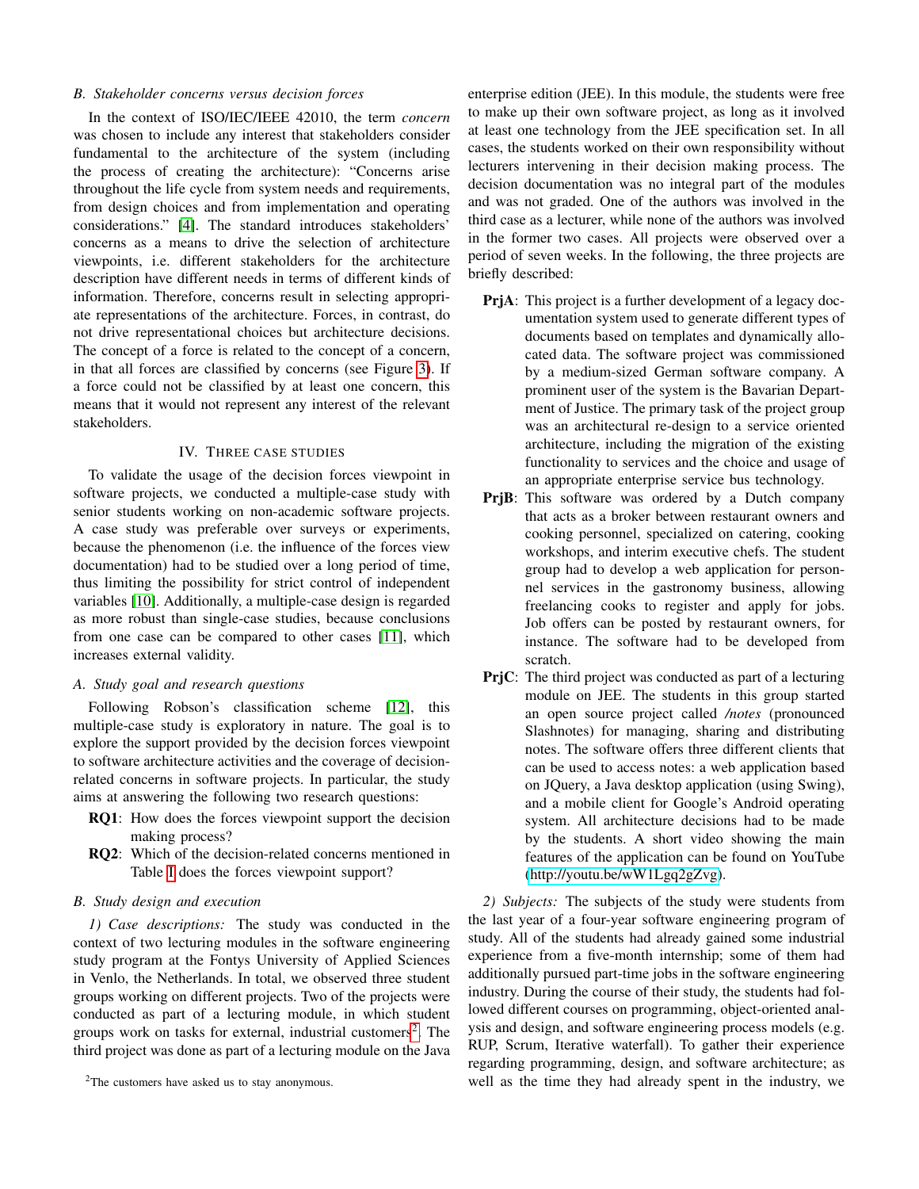### B. Stakeholder concerns versus decision forces

In the context of ISO/IEC/IEEE 42010, the term *concern* was chosen to include any interest that stakeholders consider fundamental to the architecture of the system (including the process of creating the architecture): "Concerns arise throughout the life cycle from system needs and requirements, from design choices and from implementation and operating considerations." [4]. The standard introduces stakeholders' concerns as a means to drive the selection of architecture viewpoints, i.e. different stakeholders for the architecture description have different needs in terms of different kinds of information. Therefore, concerns result in selecting appropriate representations of the architecture. Forces, in contrast, do not drive representational choices but architecture decisions. The concept of a force is related to the concept of a concern, in that all forces are classified by concerns (see Figure 3). If a force could not be classified by at least one concern, this means that it would not represent any interest of the relevant stakeholders.

## IV. Three case studies

To validate the usage of the decision forces viewpoint in software projects, we conducted a multiple-case study with senior students working on non-academic software projects. A case study was preferable over surveys or experiments, because the phenomenon (i.e. the influence of the forces view documentation) had to be studied over a long period of time, thus limiting the possibility for strict control of independent variables [10]. Additionally, a multiple-case design is regarded as more robust than single-case studies, because conclusions from one case can be compared to other cases [11], which increases external validity.

### A. Study goal and research questions

Following Robson's classification scheme [12], this multiple-case study is exploratory in nature. The goal is to explore the support provided by the decision forces viewpoint to software architecture activities and the coverage of decision-related concerns in software projects. In particular, the study aims at answering the following two research questions:

- **RQ1**: How does the forces viewpoint support the decision making process?
- **RQ2**: Which of the decision-related concerns mentioned in Table I does the forces viewpoint support?

### B. Study design and execution

*1) Case descriptions:* The study was conducted in the context of two lecturing modules in the software engineering study program at the Fontys University of Applied Sciences in Venlo, the Netherlands. In total, we observed three student groups working on different projects. Two of the projects were conducted as part of a lecturing module, in which student groups work on tasks for external, industrial customers[2]. The third project was done as part of a lecturing module on the Java enterprise edition (JEE). In this module, the students were free to make up their own software project, as long as it involved at least one technology from the JEE specification set. In all cases, the students worked on their own responsibility without lecturers intervening in their decision making process. The decision documentation was no integral part of the modules and was not graded. One of the authors was involved in the third case as a lecturer, while none of the authors was involved in the former two cases. All projects were observed over a period of seven weeks. In the following, the three projects are briefly described:

- **PrjA**: This project is a further development of a legacy documentation system used to generate different types of documents based on templates and dynamically allocated data. The software project was commissioned by a medium-sized German software company. A prominent user of the system is the Bavarian Department of Justice. The primary task of the project group was an architectural re-design to a service oriented architecture, including the migration of the existing functionality to services and the choice and usage of an appropriate enterprise service bus technology.
- **PrjB**: This software was ordered by a Dutch company that acts as a broker between restaurant owners and cooking personnel, specialized on catering, cooking workshops, and interim executive chefs. The student group had to develop a web application for personnel services in the gastronomy business, allowing freelancing cooks to register and apply for jobs. Job offers can be posted by restaurant owners, for instance. The software had to be developed from scratch.
- **PrjC**: The third project was conducted as part of a lecturing module on JEE. The students in this group started an open source project called */notes* (pronounced Slashnotes) for managing, sharing and distributing notes. The software offers three different clients that can be used to access notes: a web application based on JQuery, a Java desktop application (using Swing), and a mobile client for Google's Android operating system. All architecture decisions had to be made by the students. A short video showing the main features of the application can be found on YouTube (http://youtu.be/wW1Lgq2gZvg).

*2) Subjects:* The subjects of the study were students from the last year of a four-year software engineering program of study. All of the students had already gained some industrial experience from a five-month internship; some of them had additionally pursued part-time jobs in the software engineering industry. During the course of their study, the students had followed different courses on programming, object-oriented analysis and design, and software engineering process models (e.g. RUP, Scrum, Iterative waterfall). To gather their experience regarding programming, design, and software architecture; as well as the time they had already spent in the industry, we

[2]The customers have asked us to stay anonymous.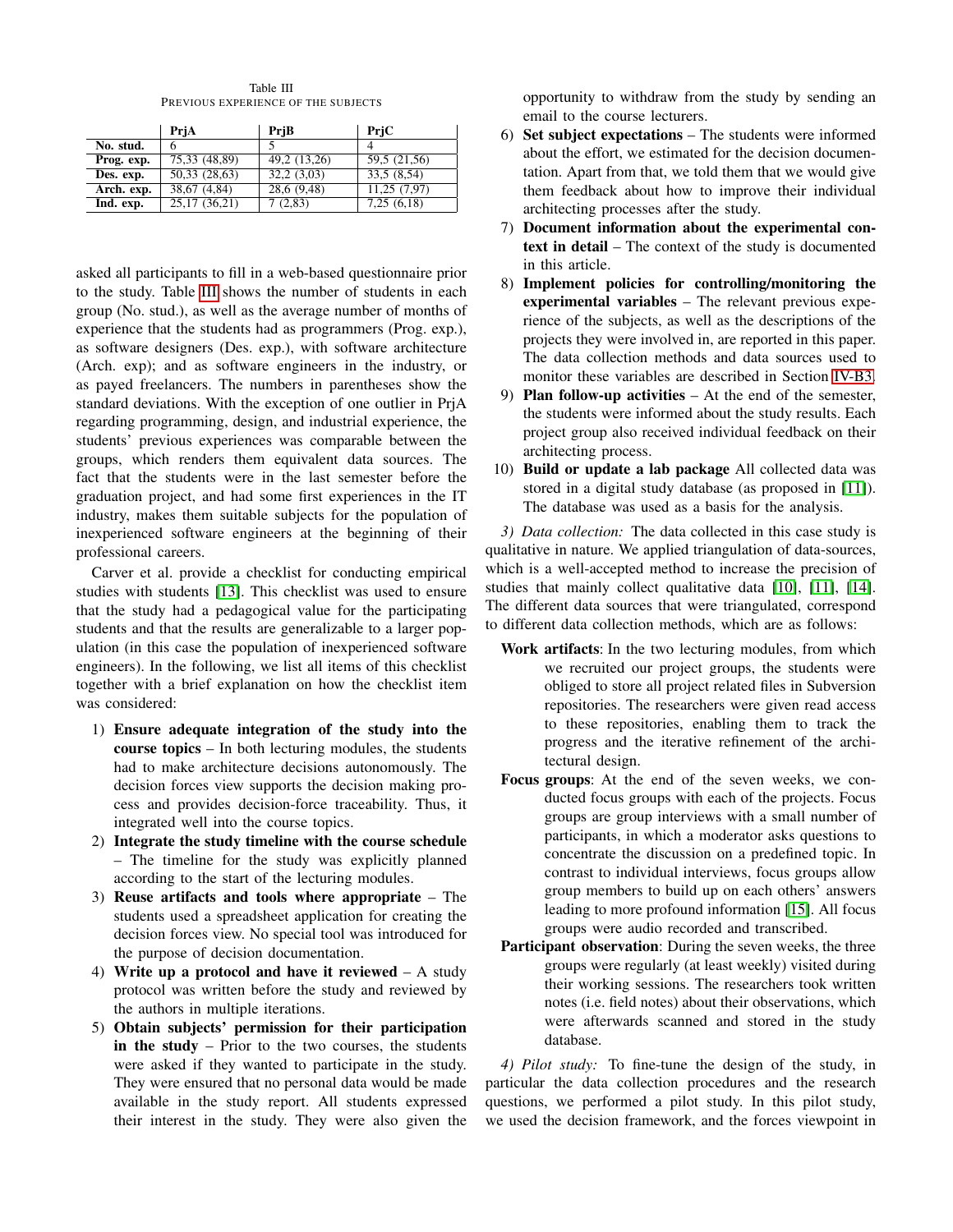Table III
PREVIOUS EXPERIENCE OF THE SUBJECTS

| | PrjA | PrjB | PrjC |
|---|---|---|---|
| **No. stud.** | 6 | 5 | 4 |
| **Prog. exp.** | 75,33 (48,89) | 49,2 (13,26) | 59,5 (21,56) |
| **Des. exp.** | 50,33 (28,63) | 32,2 (3,03) | 33,5 (8,54) |
| **Arch. exp.** | 38,67 (4,84) | 28,6 (9,48) | 11,25 (7,97) |
| **Ind. exp.** | 25,17 (36,21) | 7 (2,83) | 7,25 (6,18) |

asked all participants to fill in a web-based questionnaire prior to the study. Table III shows the number of students in each group (No. stud.), as well as the average number of months of experience that the students had as programmers (Prog. exp.), as software designers (Des. exp.), with software architecture (Arch. exp); and as software engineers in the industry, or as payed freelancers. The numbers in parentheses show the standard deviations. With the exception of one outlier in PrjA regarding programming, design, and industrial experience, the students' previous experiences was comparable between the groups, which renders them equivalent data sources. The fact that the students were in the last semester before the graduation project, and had some first experiences in the IT industry, makes them suitable subjects for the population of inexperienced software engineers at the beginning of their professional careers.

Carver et al. provide a checklist for conducting empirical studies with students [13]. This checklist was used to ensure that the study had a pedagogical value for the participating students and that the results are generalizable to a larger population (in this case the population of inexperienced software engineers). In the following, we list all items of this checklist together with a brief explanation on how the checklist item was considered:

1) **Ensure adequate integration of the study into the course topics** – In both lecturing modules, the students had to make architecture decisions autonomously. The decision forces view supports the decision making process and provides decision-force traceability. Thus, it integrated well into the course topics.
2) **Integrate the study timeline with the course schedule** – The timeline for the study was explicitly planned according to the start of the lecturing modules.
3) **Reuse artifacts and tools where appropriate** – The students used a spreadsheet application for creating the decision forces view. No special tool was introduced for the purpose of decision documentation.
4) **Write up a protocol and have it reviewed** – A study protocol was written before the study and reviewed by the authors in multiple iterations.
5) **Obtain subjects' permission for their participation in the study** – Prior to the two courses, the students were asked if they wanted to participate in the study. They were ensured that no personal data would be made available in the study report. All students expressed their interest in the study. They were also given the opportunity to withdraw from the study by sending an email to the course lecturers.
6) **Set subject expectations** – The students were informed about the effort, we estimated for the decision documentation. Apart from that, we told them that we would give them feedback about how to improve their individual architecting processes after the study.
7) **Document information about the experimental context in detail** – The context of the study is documented in this article.
8) **Implement policies for controlling/monitoring the experimental variables** – The relevant previous experience of the subjects, as well as the descriptions of the projects they were involved in, are reported in this paper. The data collection methods and data sources used to monitor these variables are described in Section IV-B3.
9) **Plan follow-up activities** – At the end of the semester, the students were informed about the study results. Each project group also received individual feedback on their architecting process.
10) **Build or update a lab package** All collected data was stored in a digital study database (as proposed in [11]). The database was used as a basis for the analysis.

*3) Data collection:* The data collected in this case study is qualitative in nature. We applied triangulation of data-sources, which is a well-accepted method to increase the precision of studies that mainly collect qualitative data [10], [11], [14]. The different data sources that were triangulated, correspond to different data collection methods, which are as follows:

**Work artifacts**: In the two lecturing modules, from which we recruited our project groups, the students were obliged to store all project related files in Subversion repositories. The researchers were given read access to these repositories, enabling them to track the progress and the iterative refinement of the architectural design.

**Focus groups**: At the end of the seven weeks, we conducted focus groups with each of the projects. Focus groups are group interviews with a small number of participants, in which a moderator asks questions to concentrate the discussion on a predefined topic. In contrast to individual interviews, focus groups allow group members to build up on each others' answers leading to more profound information [15]. All focus groups were audio recorded and transcribed.

**Participant observation**: During the seven weeks, the three groups were regularly (at least weekly) visited during their working sessions. The researchers took written notes (i.e. field notes) about their observations, which were afterwards scanned and stored in the study database.

*4) Pilot study:* To fine-tune the design of the study, in particular the data collection procedures and the research questions, we performed a pilot study. In this pilot study, we used the decision framework, and the forces viewpoint in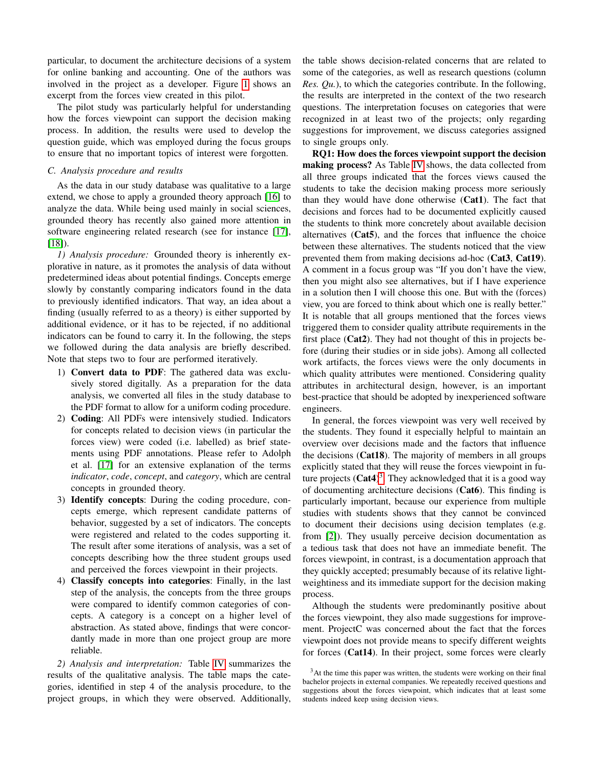particular, to document the architecture decisions of a system for online banking and accounting. One of the authors was involved in the project as a developer. Figure 1 shows an excerpt from the forces view created in this pilot.

The pilot study was particularly helpful for understanding how the forces viewpoint can support the decision making process. In addition, the results were used to develop the question guide, which was employed during the focus groups to ensure that no important topics of interest were forgotten.

### C. Analysis procedure and results

As the data in our study database was qualitative to a large extend, we chose to apply a grounded theory approach [16] to analyze the data. While being used mainly in social sciences, grounded theory has recently also gained more attention in software engineering related research (see for instance [17], [18]).

*1) Analysis procedure:* Grounded theory is inherently explorative in nature, as it promotes the analysis of data without predetermined ideas about potential findings. Concepts emerge slowly by constantly comparing indicators found in the data to previously identified indicators. That way, an idea about a finding (usually referred to as a theory) is either supported by additional evidence, or it has to be rejected, if no additional indicators can be found to carry it. In the following, the steps we followed during the data analysis are briefly described. Note that steps two to four are performed iteratively.

1) **Convert data to PDF**: The gathered data was exclusively stored digitally. As a preparation for the data analysis, we converted all files in the study database to the PDF format to allow for a uniform coding procedure.
2) **Coding**: All PDFs were intensively studied. Indicators for concepts related to decision views (in particular the forces view) were coded (i.e. labelled) as brief statements using PDF annotations. Please refer to Adolph et al. [17] for an extensive explanation of the terms *indicator*, *code*, *concept*, and *category*, which are central concepts in grounded theory.
3) **Identify concepts**: During the coding procedure, concepts emerge, which represent candidate patterns of behavior, suggested by a set of indicators. The concepts were registered and related to the codes supporting it. The result after some iterations of analysis, was a set of concepts describing how the three student groups used and perceived the forces viewpoint in their projects.
4) **Classify concepts into categories**: Finally, in the last step of the analysis, the concepts from the three groups were compared to identify common categories of concepts. A category is a concept on a higher level of abstraction. As stated above, findings that were concordantly made in more than one project group are more reliable.

*2) Analysis and interpretation:* Table IV summarizes the results of the qualitative analysis. The table maps the categories, identified in step 4 of the analysis procedure, to the project groups, in which they were observed. Additionally, the table shows decision-related concerns that are related to some of the categories, as well as research questions (column *Res. Qu.*), to which the categories contribute. In the following, the results are interpreted in the context of the two research questions. The interpretation focuses on categories that were recognized in at least two of the projects; only regarding suggestions for improvement, we discuss categories assigned to single groups only.

**RQ1: How does the forces viewpoint support the decision making process?** As Table IV shows, the data collected from all three groups indicated that the forces views caused the students to take the decision making process more seriously than they would have done otherwise (**Cat1**). The fact that decisions and forces had to be documented explicitly caused the students to think more concretely about available decision alternatives (**Cat5**), and the forces that influence the choice between these alternatives. The students noticed that the view prevented them from making decisions ad-hoc (**Cat3**, **Cat19**). A comment in a focus group was "If you don't have the view, then you might also see alternatives, but if I have experience in a solution then I will choose this one. But with the (forces) view, you are forced to think about which one is really better." It is notable that all groups mentioned that the forces views triggered them to consider quality attribute requirements in the first place (**Cat2**). They had not thought of this in projects before (during their studies or in side jobs). Among all collected work artifacts, the forces views were the only documents in which quality attributes were mentioned. Considering quality attributes in architectural design, however, is an important best-practice that should be adopted by inexperienced software engineers.

In general, the forces viewpoint was very well received by the students. They found it especially helpful to maintain an overview over decisions made and the factors that influence the decisions (**Cat18**). The majority of members in all groups explicitly stated that they will reuse the forces viewpoint in future projects (**Cat4**)[3]. They acknowledged that it is a good way of documenting architecture decisions (**Cat6**). This finding is particularly important, because our experience from multiple studies with students shows that they cannot be convinced to document their decisions using decision templates (e.g. from [2]). They usually perceive decision documentation as a tedious task that does not have an immediate benefit. The forces viewpoint, in contrast, is a documentation approach that they quickly accepted; presumably because of its relative lightweightiness and its immediate support for the decision making process.

Although the students were predominantly positive about the forces viewpoint, they also made suggestions for improvement. ProjectC was concerned about the fact that the forces viewpoint does not provide means to specify different weights for forces (**Cat14**). In their project, some forces were clearly

[3] At the time this paper was written, the students were working on their final bachelor projects in external companies. We repeatedly received questions and suggestions about the forces viewpoint, which indicates that at least some students indeed keep using decision views.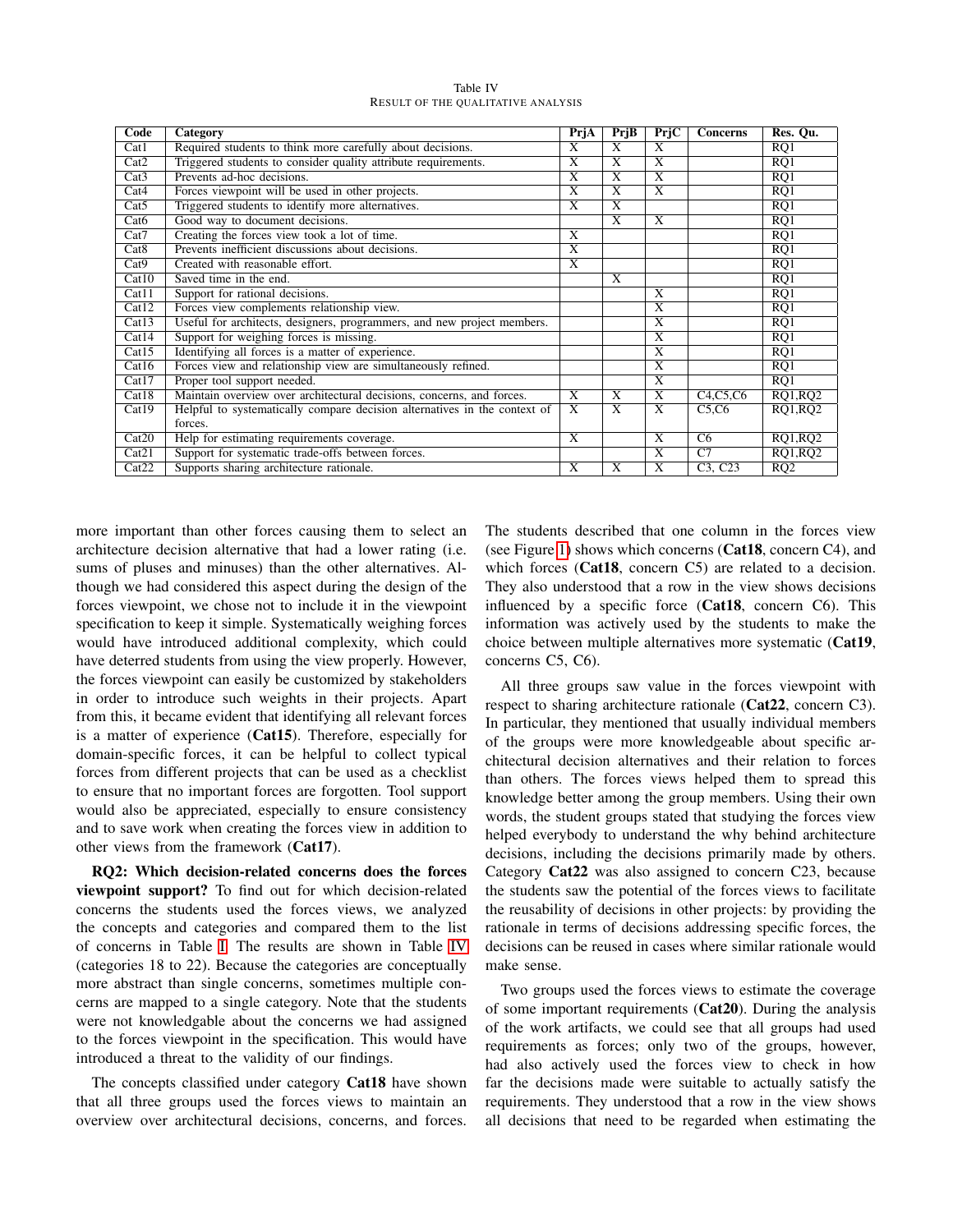Table IV
RESULT OF THE QUALITATIVE ANALYSIS

| Code | Category | PrjA | PrjB | PrjC | Concerns | Res. Qu. |
|---|---|---|---|---|---|---|
| Cat1 | Required students to think more carefully about decisions. | X | X | X | | RQ1 |
| Cat2 | Triggered students to consider quality attribute requirements. | X | X | X | | RQ1 |
| Cat3 | Prevents ad-hoc decisions. | X | X | X | | RQ1 |
| Cat4 | Forces viewpoint will be used in other projects. | X | X | X | | RQ1 |
| Cat5 | Triggered students to identify more alternatives. | X | X | | | RQ1 |
| Cat6 | Good way to document decisions. | | X | X | | RQ1 |
| Cat7 | Creating the forces view took a lot of time. | X | | | | RQ1 |
| Cat8 | Prevents inefficient discussions about decisions. | X | | | | RQ1 |
| Cat9 | Created with reasonable effort. | X | | | | RQ1 |
| Cat10 | Saved time in the end. | | X | | | RQ1 |
| Cat11 | Support for rational decisions. | | | X | | RQ1 |
| Cat12 | Forces view complements relationship view. | | | X | | RQ1 |
| Cat13 | Useful for architects, designers, programmers, and new project members. | | | X | | RQ1 |
| Cat14 | Support for weighing forces is missing. | | | X | | RQ1 |
| Cat15 | Identifying all forces is a matter of experience. | | | X | | RQ1 |
| Cat16 | Forces view and relationship view are simultaneously refined. | | | X | | RQ1 |
| Cat17 | Proper tool support needed. | | | X | | RQ1 |
| Cat18 | Maintain overview over architectural decisions, concerns, and forces. | X | X | X | C4,C5,C6 | RQ1,RQ2 |
| Cat19 | Helpful to systematically compare decision alternatives in the context of forces. | X | X | X | C5,C6 | RQ1,RQ2 |
| Cat20 | Help for estimating requirements coverage. | X | | X | C6 | RQ1,RQ2 |
| Cat21 | Support for systematic trade-offs between forces. | | | X | C7 | RQ1,RQ2 |
| Cat22 | Supports sharing architecture rationale. | X | X | X | C3, C23 | RQ2 |

more important than other forces causing them to select an architecture decision alternative that had a lower rating (i.e. sums of pluses and minuses) than the other alternatives. Although we had considered this aspect during the design of the forces viewpoint, we chose not to include it in the viewpoint specification to keep it simple. Systematically weighing forces would have introduced additional complexity, which could have deterred students from using the view properly. However, the forces viewpoint can easily be customized by stakeholders in order to introduce such weights in their projects. Apart from this, it became evident that identifying all relevant forces is a matter of experience (**Cat15**). Therefore, especially for domain-specific forces, it can be helpful to collect typical forces from different projects that can be used as a checklist to ensure that no important forces are forgotten. Tool support would also be appreciated, especially to ensure consistency and to save work when creating the forces view in addition to other views from the framework (**Cat17**).

**RQ2: Which decision-related concerns does the forces viewpoint support?** To find out for which decision-related concerns the students used the forces views, we analyzed the concepts and categories and compared them to the list of concerns in Table I. The results are shown in Table IV (categories 18 to 22). Because the categories are conceptually more abstract than single concerns, sometimes multiple concerns are mapped to a single category. Note that the students were not knowledgable about the concerns we had assigned to the forces viewpoint in the specification. This would have introduced a threat to the validity of our findings.

The concepts classified under category **Cat18** have shown that all three groups used the forces views to maintain an overview over architectural decisions, concerns, and forces. The students described that one column in the forces view (see Figure 1) shows which concerns (**Cat18**, concern C4), and which forces (**Cat18**, concern C5) are related to a decision. They also understood that a row in the view shows decisions influenced by a specific force (**Cat18**, concern C6). This information was actively used by the students to make the choice between multiple alternatives more systematic (**Cat19**, concerns C5, C6).

All three groups saw value in the forces viewpoint with respect to sharing architecture rationale (**Cat22**, concern C3). In particular, they mentioned that usually individual members of the groups were more knowledgeable about specific architectural decision alternatives and their relation to forces than others. The forces views helped them to spread this knowledge better among the group members. Using their own words, the student groups stated that studying the forces view helped everybody to understand the why behind architecture decisions, including the decisions primarily made by others. Category **Cat22** was also assigned to concern C23, because the students saw the potential of the forces views to facilitate the reusability of decisions in other projects: by providing the rationale in terms of decisions addressing specific forces, the decisions can be reused in cases where similar rationale would make sense.

Two groups used the forces views to estimate the coverage of some important requirements (**Cat20**). During the analysis of the work artifacts, we could see that all groups had used requirements as forces; only two of the groups, however, had also actively used the forces view to check in how far the decisions made were suitable to actually satisfy the requirements. They understood that a row in the view shows all decisions that need to be regarded when estimating the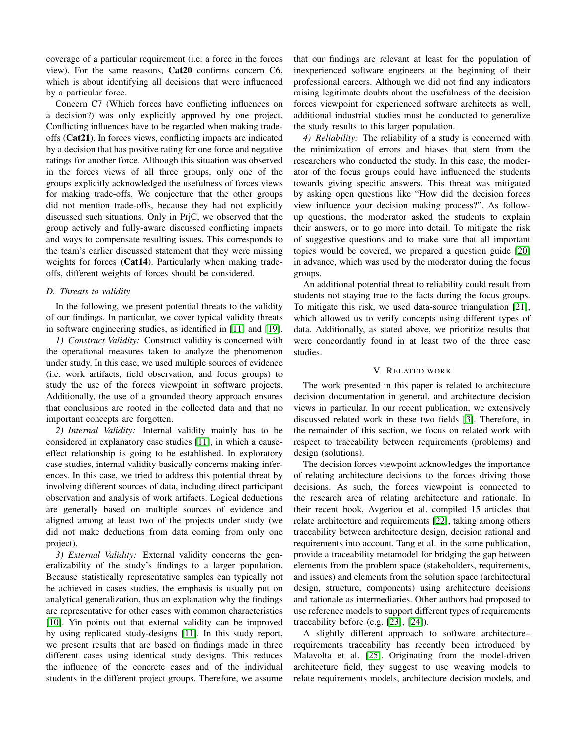coverage of a particular requirement (i.e. a force in the forces view). For the same reasons, **Cat20** confirms concern C6, which is about identifying all decisions that were influenced by a particular force.

Concern C7 (Which forces have conflicting influences on a decision?) was only explicitly approved by one project. Conflicting influences have to be regarded when making tradeoffs (**Cat21**). In forces views, conflicting impacts are indicated by a decision that has positive rating for one force and negative ratings for another force. Although this situation was observed in the forces views of all three groups, only one of the groups explicitly acknowledged the usefulness of forces views for making trade-offs. We conjecture that the other groups did not mention trade-offs, because they had not explicitly discussed such situations. Only in PrjC, we observed that the group actively and fully-aware discussed conflicting impacts and ways to compensate resulting issues. This corresponds to the team's earlier discussed statement that they were missing weights for forces (**Cat14**). Particularly when making tradeoffs, different weights of forces should be considered.

### *D. Threats to validity*

In the following, we present potential threats to the validity of our findings. In particular, we cover typical validity threats in software engineering studies, as identified in [11] and [19].

*1) Construct Validity:* Construct validity is concerned with the operational measures taken to analyze the phenomenon under study. In this case, we used multiple sources of evidence (i.e. work artifacts, field observation, and focus groups) to study the use of the forces viewpoint in software projects. Additionally, the use of a grounded theory approach ensures that conclusions are rooted in the collected data and that no important concepts are forgotten.

*2) Internal Validity:* Internal validity mainly has to be considered in explanatory case studies [11], in which a cause-effect relationship is going to be established. In exploratory case studies, internal validity basically concerns making inferences. In this case, we tried to address this potential threat by involving different sources of data, including direct participant observation and analysis of work artifacts. Logical deductions are generally based on multiple sources of evidence and aligned among at least two of the projects under study (we did not make deductions from data coming from only one project).

*3) External Validity:* External validity concerns the generalizability of the study's findings to a larger population. Because statistically representative samples can typically not be achieved in cases studies, the emphasis is usually put on analytical generalization, thus an explanation why the findings are representative for other cases with common characteristics [10]. Yin points out that external validity can be improved by using replicated study-designs [11]. In this study report, we present results that are based on findings made in three different cases using identical study designs. This reduces the influence of the concrete cases and of the individual students in the different project groups. Therefore, we assume that our findings are relevant at least for the population of inexperienced software engineers at the beginning of their professional careers. Although we did not find any indicators raising legitimate doubts about the usefulness of the decision forces viewpoint for experienced software architects as well, additional industrial studies must be conducted to generalize the study results to this larger population.

*4) Reliability:* The reliability of a study is concerned with the minimization of errors and biases that stem from the researchers who conducted the study. In this case, the moderator of the focus groups could have influenced the students towards giving specific answers. This threat was mitigated by asking open questions like "How did the decision forces view influence your decision making process?". As follow-up questions, the moderator asked the students to explain their answers, or to go more into detail. To mitigate the risk of suggestive questions and to make sure that all important topics would be covered, we prepared a question guide [20] in advance, which was used by the moderator during the focus groups.

An additional potential threat to reliability could result from students not staying true to the facts during the focus groups. To mitigate this risk, we used data-source triangulation [21], which allowed us to verify concepts using different types of data. Additionally, as stated above, we prioritize results that were concordantly found in at least two of the three case studies.

## V. Related work

The work presented in this paper is related to architecture decision documentation in general, and architecture decision views in particular. In our recent publication, we extensively discussed related work in these two fields [3]. Therefore, in the remainder of this section, we focus on related work with respect to traceability between requirements (problems) and design (solutions).

The decision forces viewpoint acknowledges the importance of relating architecture decisions to the forces driving those decisions. As such, the forces viewpoint is connected to the research area of relating architecture and rationale. In their recent book, Avgeriou et al. compiled 15 articles that relate architecture and requirements [22], taking among others traceability between architecture design, decision rational and requirements into account. Tang et al. in the same publication, provide a traceability metamodel for bridging the gap between elements from the problem space (stakeholders, requirements, and issues) and elements from the solution space (architectural design, structure, components) using architecture decisions and rationale as intermediaries. Other authors had proposed to use reference models to support different types of requirements traceability before (e.g. [23], [24]).

A slightly different approach to software architecture–requirements traceability has recently been introduced by Malavolta et al. [25]. Originating from the model-driven architecture field, they suggest to use weaving models to relate requirements models, architecture decision models, and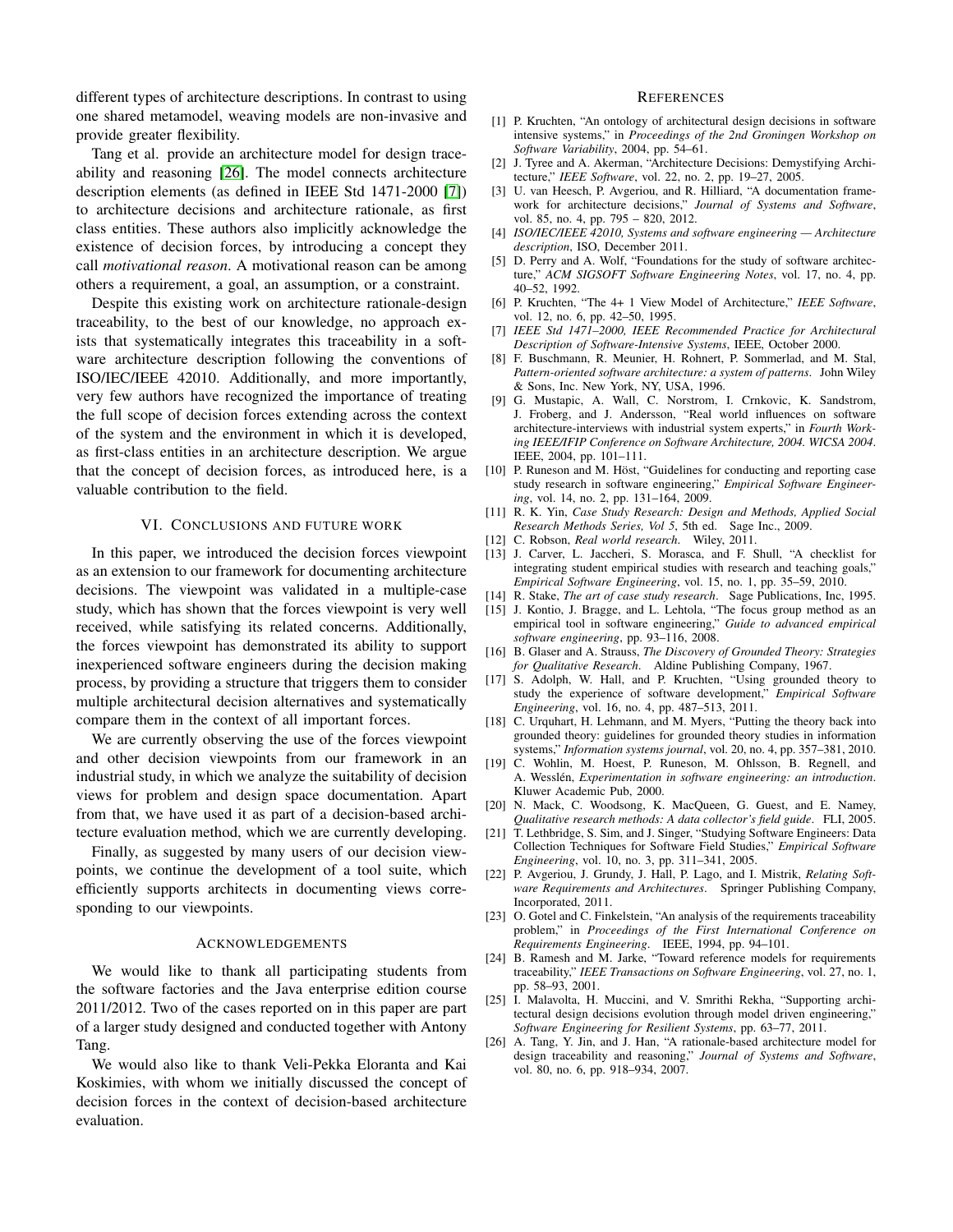different types of architecture descriptions. In contrast to using one shared metamodel, weaving models are non-invasive and provide greater flexibility.

Tang et al. provide an architecture model for design traceability and reasoning [26]. The model connects architecture description elements (as defined in IEEE Std 1471-2000 [7]) to architecture decisions and architecture rationale, as first class entities. These authors also implicitly acknowledge the existence of decision forces, by introducing a concept they call *motivational reason*. A motivational reason can be among others a requirement, a goal, an assumption, or a constraint.

Despite this existing work on architecture rationale-design traceability, to the best of our knowledge, no approach exists that systematically integrates this traceability in a software architecture description following the conventions of ISO/IEC/IEEE 42010. Additionally, and more importantly, very few authors have recognized the importance of treating the full scope of decision forces extending across the context of the system and the environment in which it is developed, as first-class entities in an architecture description. We argue that the concept of decision forces, as introduced here, is a valuable contribution to the field.

## VI. Conclusions and Future Work

In this paper, we introduced the decision forces viewpoint as an extension to our framework for documenting architecture decisions. The viewpoint was validated in a multiple-case study, which has shown that the forces viewpoint is very well received, while satisfying its related concerns. Additionally, the forces viewpoint has demonstrated its ability to support inexperienced software engineers during the decision making process, by providing a structure that triggers them to consider multiple architectural decision alternatives and systematically compare them in the context of all important forces.

We are currently observing the use of the forces viewpoint and other decision viewpoints from our framework in an industrial study, in which we analyze the suitability of decision views for problem and design space documentation. Apart from that, we have used it as part of a decision-based architecture evaluation method, which we are currently developing.

Finally, as suggested by many users of our decision viewpoints, we continue the development of a tool suite, which efficiently supports architects in documenting views corresponding to our viewpoints.

## Acknowledgements

We would like to thank all participating students from the software factories and the Java enterprise edition course 2011/2012. Two of the cases reported on in this paper are part of a larger study designed and conducted together with Antony Tang.

We would also like to thank Veli-Pekka Eloranta and Kai Koskimies, with whom we initially discussed the concept of decision forces in the context of decision-based architecture evaluation.

## References

[1] P. Kruchten, "An ontology of architectural design decisions in software intensive systems," in *Proceedings of the 2nd Groningen Workshop on Software Variability*, 2004, pp. 54–61.

[2] J. Tyree and A. Akerman, "Architecture Decisions: Demystifying Architecture," *IEEE Software*, vol. 22, no. 2, pp. 19–27, 2005.

[3] U. van Heesch, P. Avgeriou, and R. Hilliard, "A documentation framework for architecture decisions," *Journal of Systems and Software*, vol. 85, no. 4, pp. 795 – 820, 2012.

[4] *ISO/IEC/IEEE 42010, Systems and software engineering — Architecture description*, ISO, December 2011.

[5] D. Perry and A. Wolf, "Foundations for the study of software architecture," *ACM SIGSOFT Software Engineering Notes*, vol. 17, no. 4, pp. 40–52, 1992.

[6] P. Kruchten, "The 4+ 1 View Model of Architecture," *IEEE Software*, vol. 12, no. 6, pp. 42–50, 1995.

[7] *IEEE Std 1471–2000, IEEE Recommended Practice for Architectural Description of Software-Intensive Systems*, IEEE, October 2000.

[8] F. Buschmann, R. Meunier, H. Rohnert, P. Sommerlad, and M. Stal, *Pattern-oriented software architecture: a system of patterns*. John Wiley & Sons, Inc. New York, NY, USA, 1996.

[9] G. Mustapic, A. Wall, C. Norstrom, I. Crnkovic, K. Sandstrom, J. Froberg, and J. Andersson, "Real world influences on software architecture-interviews with industrial system experts," in *Fourth Working IEEE/IFIP Conference on Software Architecture, 2004. WICSA 2004*. IEEE, 2004, pp. 101–111.

[10] P. Runeson and M. Höst, "Guidelines for conducting and reporting case study research in software engineering," *Empirical Software Engineering*, vol. 14, no. 2, pp. 131–164, 2009.

[11] R. K. Yin, *Case Study Research: Design and Methods, Applied Social Research Methods Series, Vol 5*, 5th ed. Sage Inc., 2009.

[12] C. Robson, *Real world research*. Wiley, 2011.

[13] J. Carver, L. Jaccheri, S. Morasca, and F. Shull, "A checklist for integrating student empirical studies with research and teaching goals," *Empirical Software Engineering*, vol. 15, no. 1, pp. 35–59, 2010.

[14] R. Stake, *The art of case study research*. Sage Publications, Inc, 1995.

[15] J. Kontio, J. Bragge, and L. Lehtola, "The focus group method as an empirical tool in software engineering," *Guide to advanced empirical software engineering*, pp. 93–116, 2008.

[16] B. Glaser and A. Strauss, *The Discovery of Grounded Theory: Strategies for Qualitative Research*. Aldine Publishing Company, 1967.

[17] S. Adolph, W. Hall, and P. Kruchten, "Using grounded theory to study the experience of software development," *Empirical Software Engineering*, vol. 16, no. 4, pp. 487–513, 2011.

[18] C. Urquhart, H. Lehmann, and M. Myers, "Putting the theory back into grounded theory: guidelines for grounded theory studies in information systems," *Information systems journal*, vol. 20, no. 4, pp. 357–381, 2010.

[19] C. Wohlin, M. Hoest, P. Runeson, M. Ohlsson, B. Regnell, and A. Wesslén, *Experimentation in software engineering: an introduction*. Kluwer Academic Pub, 2000.

[20] N. Mack, C. Woodsong, K. MacQueen, G. Guest, and E. Namey, *Qualitative research methods: A data collector's field guide*. FLI, 2005.

[21] T. Lethbridge, S. Sim, and J. Singer, "Studying Software Engineers: Data Collection Techniques for Software Field Studies," *Empirical Software Engineering*, vol. 10, no. 3, pp. 311–341, 2005.

[22] P. Avgeriou, J. Grundy, J. Hall, P. Lago, and I. Mistrik, *Relating Software Requirements and Architectures*. Springer Publishing Company, Incorporated, 2011.

[23] O. Gotel and C. Finkelstein, "An analysis of the requirements traceability problem," in *Proceedings of the First International Conference on Requirements Engineering*. IEEE, 1994, pp. 94–101.

[24] B. Ramesh and M. Jarke, "Toward reference models for requirements traceability," *IEEE Transactions on Software Engineering*, vol. 27, no. 1, pp. 58–93, 2001.

[25] I. Malavolta, H. Muccini, and V. Smrithi Rekha, "Supporting architectural design decisions evolution through model driven engineering," *Software Engineering for Resilient Systems*, pp. 63–77, 2011.

[26] A. Tang, Y. Jin, and J. Han, "A rationale-based architecture model for design traceability and reasoning," *Journal of Systems and Software*, vol. 80, no. 6, pp. 918–934, 2007.